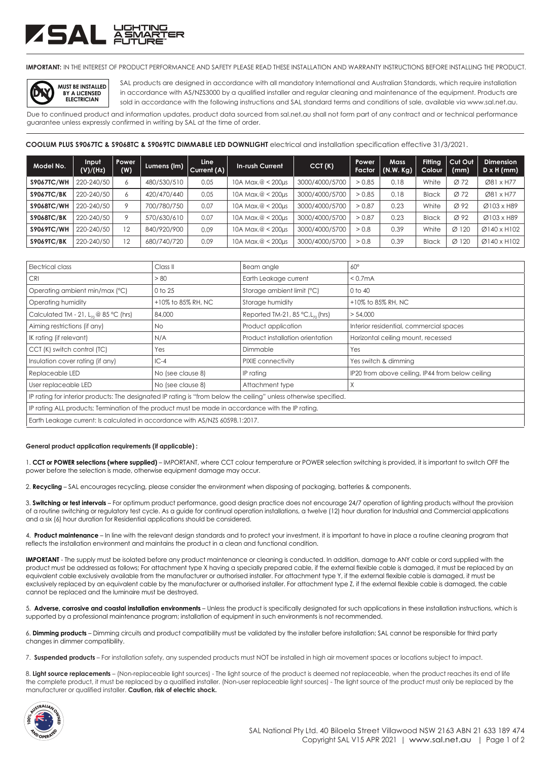**IMPORTANT:** IN THE INTEREST OF PRODUCT PERFORMANCE AND SAFETY PLEASE READ THESE INSTALLATION AND WARRANTY INSTRUCTIONS BEFORE INSTALLING THE PRODUCT.

**MUST BE INSTALLED BY A LICENSED ELECTRICIAN**

SAL products are designed in accordance with all mandatory International and Australian Standards, which require installation in accordance with AS/NZS3000 by a qualified installer and regular cleaning and maintenance of the equipment. Products are sold in accordance with the following instructions and SAL standard terms and conditions of sale, available via www.sal.net.au.

Due to continued product and information updates, product data sourced from sal.net.au shall not form part of any contract and or technical performance guarantee unless expressly confirmed in writing by SAL at the time of order.

**COOLUM PLUS S9067TC & S9068TC & S9069TC DIMMABLE LED DOWNLIGHT** electrical and installation specification effective 31/3/2021.

| Model No. | Input (V)/(Hz) | Power (W) | Lumens (lm) | Line Current (A) | In-rush Current | CCT (K) | Power Factor | Mass (N.W. Kg) | Fitting Colour | Cut Out (mm) | Dimension D x H (mm) |
|---|---|---|---|---|---|---|---|---|---|---|---|
| **S9067TC/WH** | 220-240/50 | 6 | 480/530/510 | 0.05 | 10A Max.@ < 200µs | 3000/4000/5700 | > 0.85 | 0.18 | White | Ø 72 | Ø81 x H77 |
| **S9067TC/BK** | 220-240/50 | 6 | 420/470/440 | 0.05 | 10A Max.@ < 200µs | 3000/4000/5700 | > 0.85 | 0.18 | Black | Ø 72 | Ø81 x H77 |
| **S9068TC/WH** | 220-240/50 | 9 | 700/780/750 | 0.07 | 10A Max.@ < 200µs | 3000/4000/5700 | > 0.87 | 0.23 | White | Ø 92 | Ø103 x H89 |
| **S9068TC/BK** | 220-240/50 | 9 | 570/630/610 | 0.07 | 10A Max.@ < 200µs | 3000/4000/5700 | > 0.87 | 0.23 | Black | Ø 92 | Ø103 x H89 |
| **S9069TC/WH** | 220-240/50 | 12 | 840/920/900 | 0.09 | 10A Max.@ < 200µs | 3000/4000/5700 | > 0.8 | 0.39 | White | Ø 120 | Ø140 x H102 |
| **S9069TC/BK** | 220-240/50 | 12 | 680/740/720 | 0.09 | 10A Max.@ < 200µs | 3000/4000/5700 | > 0.8 | 0.39 | Black | Ø 120 | Ø140 x H102 |

| | | | |
|---|---|---|---|
| Electrical class | Class II | Beam angle | 60° |
| CRI | > 80 | Earth Leakage current | < 0.7mA |
| Operating ambient min/max (°C) | 0 to 25 | Storage ambient limit (°C) | 0 to 40 |
| Operating humidity | +10% to 85% RH, NC | Storage humidity | +10% to 85% RH, NC |
| Calculated TM - 21, $L_{70}$ @ 85 °C (hrs) | 84,000 | Reported TM-21, 85 °C, $L_{70}$ (hrs) | > 54,000 |
| Aiming restrictions (if any) | No | Product application | Interior residential, commercial spaces |
| IK rating (if relevant) | N/A | Product installation orientation | Horizontal ceiling mount, recessed |
| CCT (K) switch control (TC) | Yes | Dimmable | Yes |
| Insulation cover rating (if any) | IC-4 | PIXIE connectivity | Yes switch & dimming |
| Replaceable LED | No (see clause 8) | IP rating | IP20 from above ceiling, IP44 from below ceiling |
| User replaceable LED | No (see clause 8) | Attachment type | X |
| IP rating for interior products: The designated IP rating is "from below the ceiling" unless otherwise specified. | | | |
| IP rating ALL products; Termination of the product must be made in accordance with the IP rating. | | | |
| Earth Leakage current: Is calculated in accordance with AS/NZS 60598.1:2017. | | | |

**General product application requirements (if applicable) :**

1. **CCT or POWER selections (where supplied)** – IMPORTANT, where CCT colour temperature or POWER selection switching is provided, it is important to switch OFF the power before the selection is made, otherwise equipment damage may occur.

2. **Recycling** – SAL encourages recycling, please consider the environment when disposing of packaging, batteries & components.

3. **Switching or test intervals** – For optimum product performance, good design practice does not encourage 24/7 operation of lighting products without the provision of a routine switching or regulatory test cycle. As a guide for continual operation installations, a twelve (12) hour duration for Industrial and Commercial applications and a six (6) hour duration for Residential applications should be considered.

4. **Product maintenance** – In line with the relevant design standards and to protect your investment, it is important to have in place a routine cleaning program that reflects the installation environment and maintains the product in a clean and functional condition.

**IMPORTANT** - The supply must be isolated before any product maintenance or cleaning is conducted. In addition, damage to ANY cable or cord supplied with the product must be addressed as follows; For attachment type X having a specially prepared cable, if the external flexible cable is damaged, it must be replaced by an equivalent cable exclusively available from the manufacturer or authorised installer. For attachment type Y, if the external flexible cable is damaged, it must be exclusively replaced by an equivalent cable by the manufacturer or authorised installer. For attachment type Z, if the external flexible cable is damaged, the cable cannot be replaced and the luminaire must be destroyed.

5. **Adverse, corrosive and coastal installation environments** – Unless the product is specifically designated for such applications in these installation instructions, which is supported by a professional maintenance program; installation of equipment in such environments is not recommended.

6. **Dimming products** – Dimming circuits and product compatibility must be validated by the installer before installation; SAL cannot be responsible for third party changes in dimmer compatibility.

7. **Suspended products** – For installation safety, any suspended products must NOT be installed in high air movement spaces or locations subject to impact.

8. **Light source replacements** – (Non-replaceable light sources) - The light source of the product is deemed not replaceable, when the product reaches its end of life the complete product, it must be replaced by a qualified installer. (Non-user replaceable light sources) - The light source of the product must only be replaced by the manufacturer or qualified installer. **Caution, risk of electric shock.**

SAL National Pty Ltd. 40 Biloela Street Villawood NSW 2163 ABN 21 633 189 474
Copyright SAL V15 APR 2021 | www.sal.net.au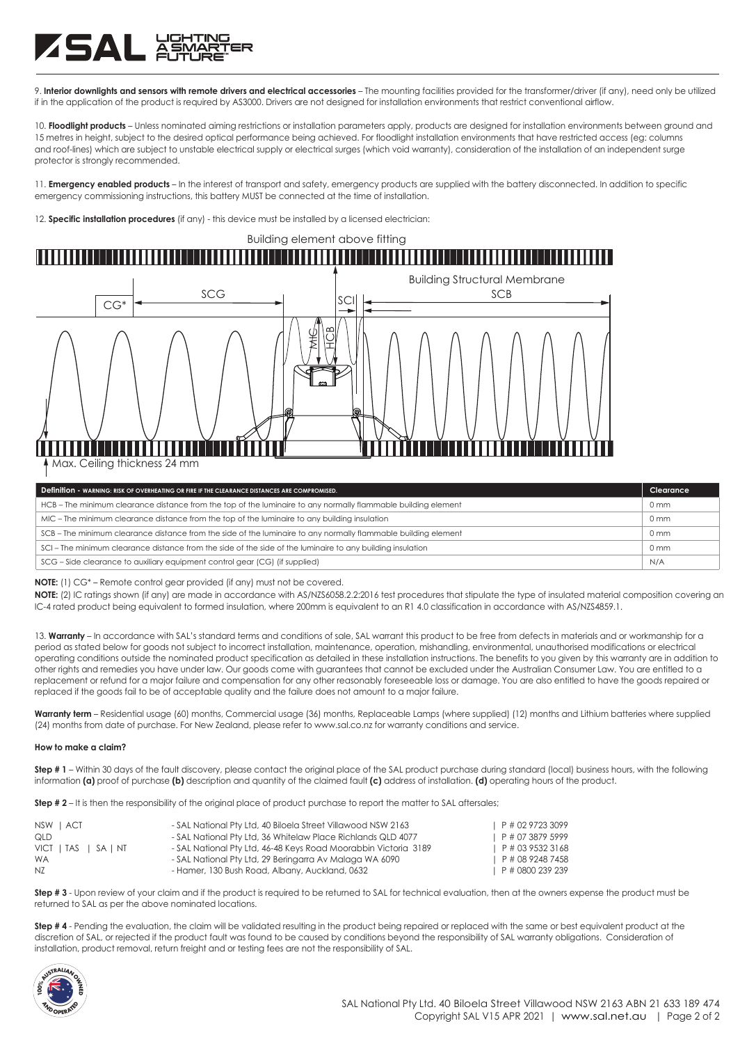9. **Interior downlights and sensors with remote drivers and electrical accessories** – The mounting facilities provided for the transformer/driver (if any), need only be utilized if in the application of the product is required by AS3000. Drivers are not designed for installation environments that restrict conventional airflow.

10. **Floodlight products** – Unless nominated aiming restrictions or installation parameters apply, products are designed for installation environments between ground and 15 metres in height, subject to the desired optical performance being achieved. For floodlight installation environments that have restricted access (eg: columns and roof-lines) which are subject to unstable electrical supply or electrical surges (which void warranty), consideration of the installation of an independent surge protector is strongly recommended.

11. **Emergency enabled products** – In the interest of transport and safety, emergency products are supplied with the battery disconnected. In addition to specific emergency commissioning instructions, this battery MUST be connected at the time of installation.

12. **Specific installation procedures** (if any) - this device must be installed by a licensed electrician:

Building element above fitting

Building Structural Membrane

CG*

SCG

SCI

SCB

MIC

HCB

Max. Ceiling thickness 24 mm

| Definition - WARNING: RISK OF OVERHEATING OR FIRE IF THE CLEARANCE DISTANCES ARE COMPROMISED. | Clearance |
|---|---|
| HCB – The minimum clearance distance from the top of the luminaire to any normally flammable building element | 0 mm |
| MIC – The minimum clearance distance from the top of the luminaire to any building insulation | 0 mm |
| SCB – The minimum clearance distance from the side of the luminaire to any normally flammable building element | 0 mm |
| SCI – The minimum clearance distance from the side of the side of the luminaire to any building insulation | 0 mm |
| SCG – Side clearance to auxiliary equipment control gear (CG) (if supplied) | N/A |

**NOTE:** (1) CG* – Remote control gear provided (if any) must not be covered.

**NOTE:** (2) IC ratings shown (if any) are made in accordance with AS/NZS6058.2.2:2016 test procedures that stipulate the type of insulated material composition covering an IC-4 rated product being equivalent to formed insulation, where 200mm is equivalent to an R1 4.0 classification in accordance with AS/NZS4859.1.

13. **Warranty** – In accordance with SAL's standard terms and conditions of sale, SAL warrant this product to be free from defects in materials and or workmanship for a period as stated below for goods not subject to incorrect installation, maintenance, operation, mishandling, environmental, unauthorised modifications or electrical operating conditions outside the nominated product specification as detailed in these installation instructions. The benefits to you given by this warranty are in addition to other rights and remedies you have under law. Our goods come with guarantees that cannot be excluded under the Australian Consumer Law. You are entitled to a replacement or refund for a major failure and compensation for any other reasonably foreseeable loss or damage. You are also entitled to have the goods repaired or replaced if the goods fail to be of acceptable quality and the failure does not amount to a major failure.

**Warranty term** – Residential usage (60) months, Commercial usage (36) months, Replaceable Lamps (where supplied) (12) months and Lithium batteries where supplied (24) months from date of purchase. For New Zealand, please refer to www.sal.co.nz for warranty conditions and service.

**How to make a claim?**

**Step # 1** – Within 30 days of the fault discovery, please contact the original place of the SAL product purchase during standard (local) business hours, with the following information **(a)** proof of purchase **(b)** description and quantity of the claimed fault **(c)** address of installation. **(d)** operating hours of the product.

**Step # 2** – It is then the responsibility of the original place of product purchase to report the matter to SAL aftersales;

| | | |
|---|---|---|
| NSW \| ACT | - SAL National Pty Ltd, 40 Biloela Street Villawood NSW 2163 | P # 02 9723 3099 |
| QLD | - SAL National Pty Ltd, 36 Whitelaw Place Richlands QLD 4077 | P # 07 3879 5999 |
| VICT \| TAS \| SA \| NT | - SAL National Pty Ltd, 46-48 Keys Road Moorabbin Victoria 3189 | P # 03 9532 3168 |
| WA | - SAL National Pty Ltd, 29 Beringarra Av Malaga WA 6090 | P # 08 9248 7458 |
| NZ | - Hamer, 130 Bush Road, Albany, Auckland, 0632 | P # 0800 239 239 |

**Step # 3** - Upon review of your claim and if the product is required to be returned to SAL for technical evaluation, then at the owners expense the product must be returned to SAL as per the above nominated locations.

**Step # 4** - Pending the evaluation, the claim will be validated resulting in the product being repaired or replaced with the same or best equivalent product at the discretion of SAL, or rejected if the product fault was found to be caused by conditions beyond the responsibility of SAL warranty obligations. Consideration of installation, product removal, return freight and or testing fees are not the responsibility of SAL.

SAL National Pty Ltd. 40 Biloela Street Villawood NSW 2163 ABN 21 633 189 474
Copyright SAL V15 APR 2021 | www.sal.net.au